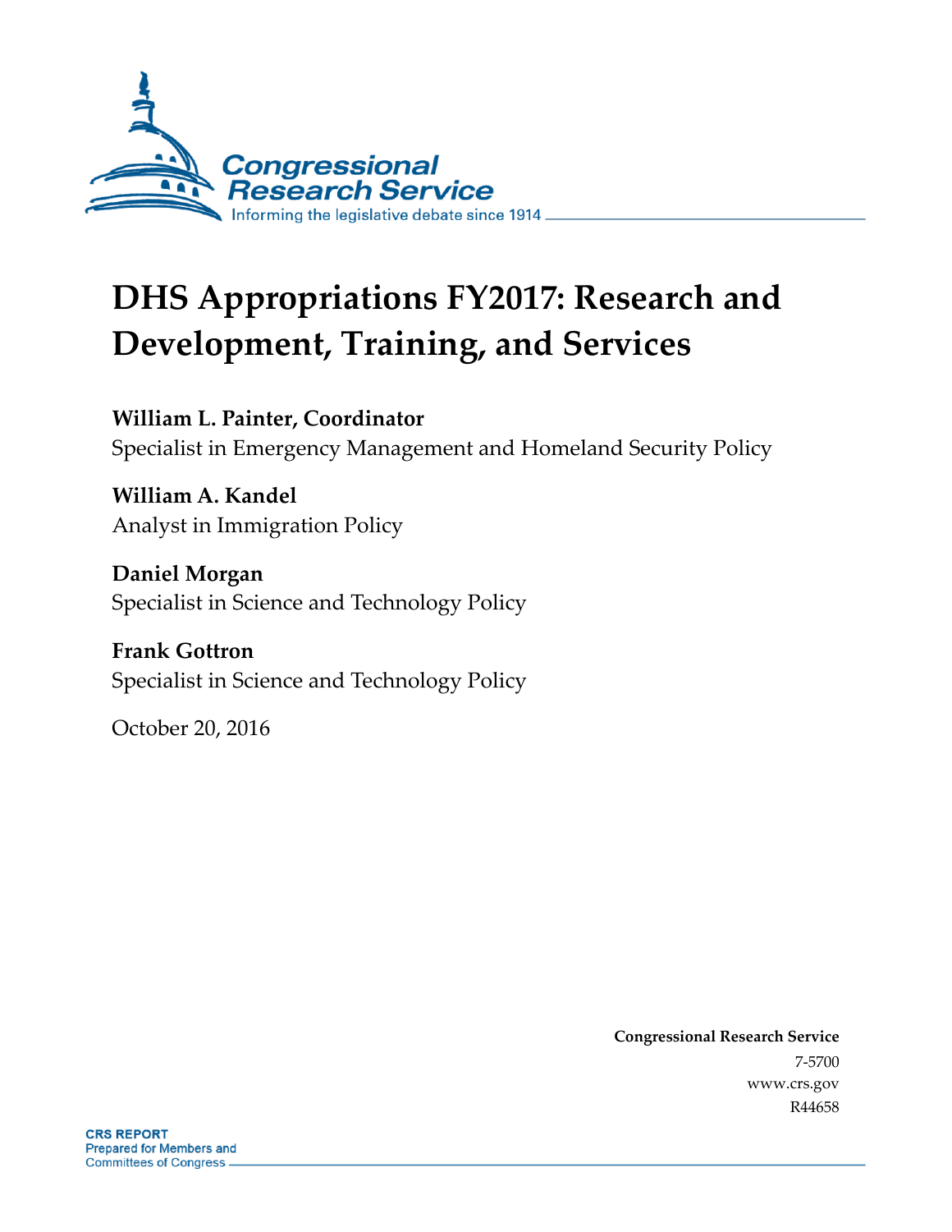Congressional Research Service

Informing the legislative debate since 1914

# DHS Appropriations FY2017: Research and Development, Training, and Services

**William L. Painter, Coordinator**
Specialist in Emergency Management and Homeland Security Policy

**William A. Kandel**
Analyst in Immigration Policy

**Daniel Morgan**
Specialist in Science and Technology Policy

**Frank Gottron**
Specialist in Science and Technology Policy

October 20, 2016

**Congressional Research Service**
7-5700
www.crs.gov
R44658

**CRS REPORT**
Prepared for Members and
Committees of Congress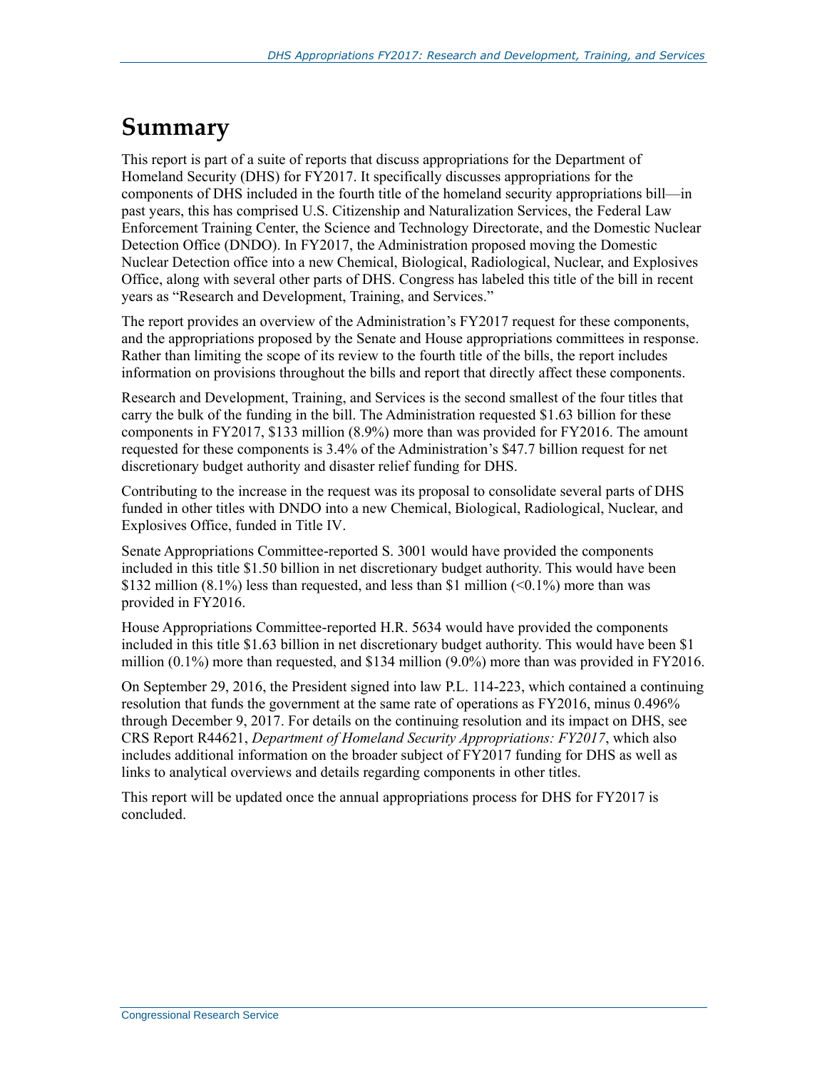# Summary

This report is part of a suite of reports that discuss appropriations for the Department of Homeland Security (DHS) for FY2017. It specifically discusses appropriations for the components of DHS included in the fourth title of the homeland security appropriations bill—in past years, this has comprised U.S. Citizenship and Naturalization Services, the Federal Law Enforcement Training Center, the Science and Technology Directorate, and the Domestic Nuclear Detection Office (DNDO). In FY2017, the Administration proposed moving the Domestic Nuclear Detection office into a new Chemical, Biological, Radiological, Nuclear, and Explosives Office, along with several other parts of DHS. Congress has labeled this title of the bill in recent years as "Research and Development, Training, and Services."

The report provides an overview of the Administration's FY2017 request for these components, and the appropriations proposed by the Senate and House appropriations committees in response. Rather than limiting the scope of its review to the fourth title of the bills, the report includes information on provisions throughout the bills and report that directly affect these components.

Research and Development, Training, and Services is the second smallest of the four titles that carry the bulk of the funding in the bill. The Administration requested $1.63 billion for these components in FY2017, $133 million (8.9%) more than was provided for FY2016. The amount requested for these components is 3.4% of the Administration's $47.7 billion request for net discretionary budget authority and disaster relief funding for DHS.

Contributing to the increase in the request was its proposal to consolidate several parts of DHS funded in other titles with DNDO into a new Chemical, Biological, Radiological, Nuclear, and Explosives Office, funded in Title IV.

Senate Appropriations Committee-reported S. 3001 would have provided the components included in this title $1.50 billion in net discretionary budget authority. This would have been $132 million (8.1%) less than requested, and less than $1 million (<0.1%) more than was provided in FY2016.

House Appropriations Committee-reported H.R. 5634 would have provided the components included in this title $1.63 billion in net discretionary budget authority. This would have been $1 million (0.1%) more than requested, and $134 million (9.0%) more than was provided in FY2016.

On September 29, 2016, the President signed into law P.L. 114-223, which contained a continuing resolution that funds the government at the same rate of operations as FY2016, minus 0.496% through December 9, 2017. For details on the continuing resolution and its impact on DHS, see CRS Report R44621, *Department of Homeland Security Appropriations: FY2017*, which also includes additional information on the broader subject of FY2017 funding for DHS as well as links to analytical overviews and details regarding components in other titles.

This report will be updated once the annual appropriations process for DHS for FY2017 is concluded.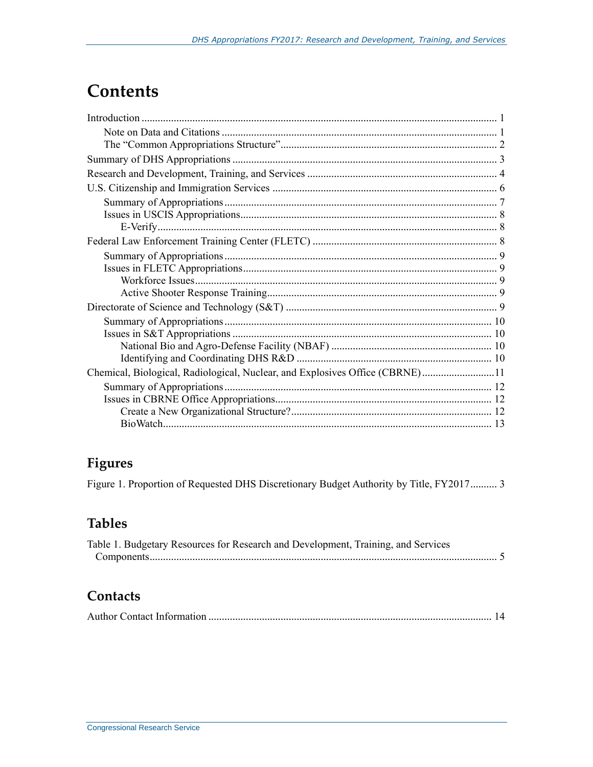# Contents

Introduction ..... 1
  Note on Data and Citations ..... 1
  The "Common Appropriations Structure" ..... 2
Summary of DHS Appropriations ..... 3
Research and Development, Training, and Services ..... 4
U.S. Citizenship and Immigration Services ..... 6
  Summary of Appropriations ..... 7
  Issues in USCIS Appropriations ..... 8
    E-Verify ..... 8
Federal Law Enforcement Training Center (FLETC) ..... 8
  Summary of Appropriations ..... 9
  Issues in FLETC Appropriations ..... 9
    Workforce Issues ..... 9
    Active Shooter Response Training ..... 9
Directorate of Science and Technology (S&T) ..... 9
  Summary of Appropriations ..... 10
  Issues in S&T Appropriations ..... 10
    National Bio and Agro-Defense Facility (NBAF) ..... 10
    Identifying and Coordinating DHS R&D ..... 10
Chemical, Biological, Radiological, Nuclear, and Explosives Office (CBRNE) ..... 11
  Summary of Appropriations ..... 12
  Issues in CBRNE Office Appropriations ..... 12
    Create a New Organizational Structure? ..... 12
    BioWatch ..... 13

## Figures

Figure 1. Proportion of Requested DHS Discretionary Budget Authority by Title, FY2017 ..... 3

## Tables

Table 1. Budgetary Resources for Research and Development, Training, and Services Components ..... 5

## Contacts

Author Contact Information ..... 14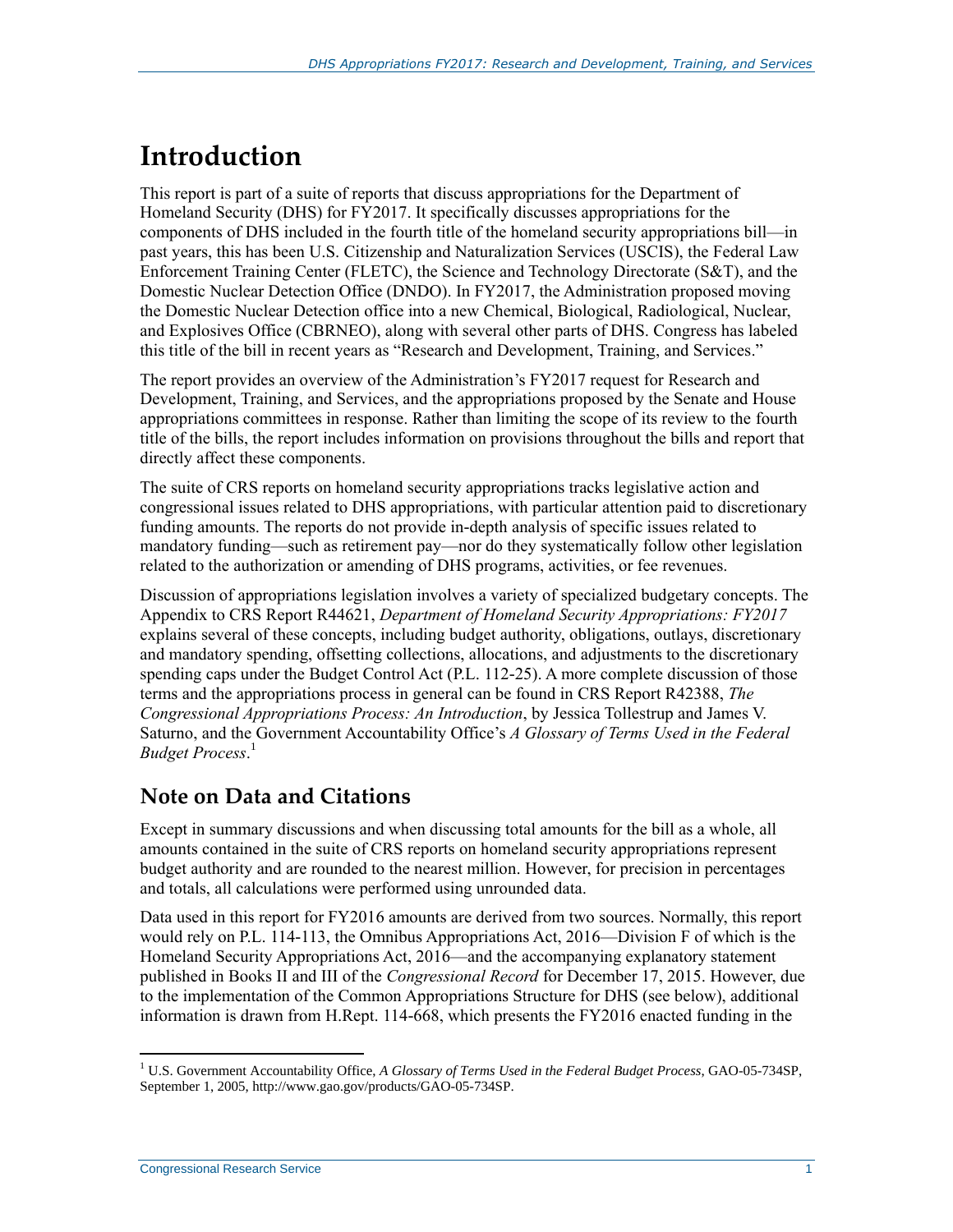# Introduction

This report is part of a suite of reports that discuss appropriations for the Department of Homeland Security (DHS) for FY2017. It specifically discusses appropriations for the components of DHS included in the fourth title of the homeland security appropriations bill—in past years, this has been U.S. Citizenship and Naturalization Services (USCIS), the Federal Law Enforcement Training Center (FLETC), the Science and Technology Directorate (S&T), and the Domestic Nuclear Detection Office (DNDO). In FY2017, the Administration proposed moving the Domestic Nuclear Detection office into a new Chemical, Biological, Radiological, Nuclear, and Explosives Office (CBRNEO), along with several other parts of DHS. Congress has labeled this title of the bill in recent years as "Research and Development, Training, and Services."

The report provides an overview of the Administration's FY2017 request for Research and Development, Training, and Services, and the appropriations proposed by the Senate and House appropriations committees in response. Rather than limiting the scope of its review to the fourth title of the bills, the report includes information on provisions throughout the bills and report that directly affect these components.

The suite of CRS reports on homeland security appropriations tracks legislative action and congressional issues related to DHS appropriations, with particular attention paid to discretionary funding amounts. The reports do not provide in-depth analysis of specific issues related to mandatory funding—such as retirement pay—nor do they systematically follow other legislation related to the authorization or amending of DHS programs, activities, or fee revenues.

Discussion of appropriations legislation involves a variety of specialized budgetary concepts. The Appendix to CRS Report R44621, *Department of Homeland Security Appropriations: FY2017* explains several of these concepts, including budget authority, obligations, outlays, discretionary and mandatory spending, offsetting collections, allocations, and adjustments to the discretionary spending caps under the Budget Control Act (P.L. 112-25). A more complete discussion of those terms and the appropriations process in general can be found in CRS Report R42388, *The Congressional Appropriations Process: An Introduction*, by Jessica Tollestrup and James V. Saturno, and the Government Accountability Office's *A Glossary of Terms Used in the Federal Budget Process*.[1]

## Note on Data and Citations

Except in summary discussions and when discussing total amounts for the bill as a whole, all amounts contained in the suite of CRS reports on homeland security appropriations represent budget authority and are rounded to the nearest million. However, for precision in percentages and totals, all calculations were performed using unrounded data.

Data used in this report for FY2016 amounts are derived from two sources. Normally, this report would rely on P.L. 114-113, the Omnibus Appropriations Act, 2016—Division F of which is the Homeland Security Appropriations Act, 2016—and the accompanying explanatory statement published in Books II and III of the *Congressional Record* for December 17, 2015. However, due to the implementation of the Common Appropriations Structure for DHS (see below), additional information is drawn from H.Rept. 114-668, which presents the FY2016 enacted funding in the

[1] U.S. Government Accountability Office, *A Glossary of Terms Used in the Federal Budget Process*, GAO-05-734SP, September 1, 2005, http://www.gao.gov/products/GAO-05-734SP.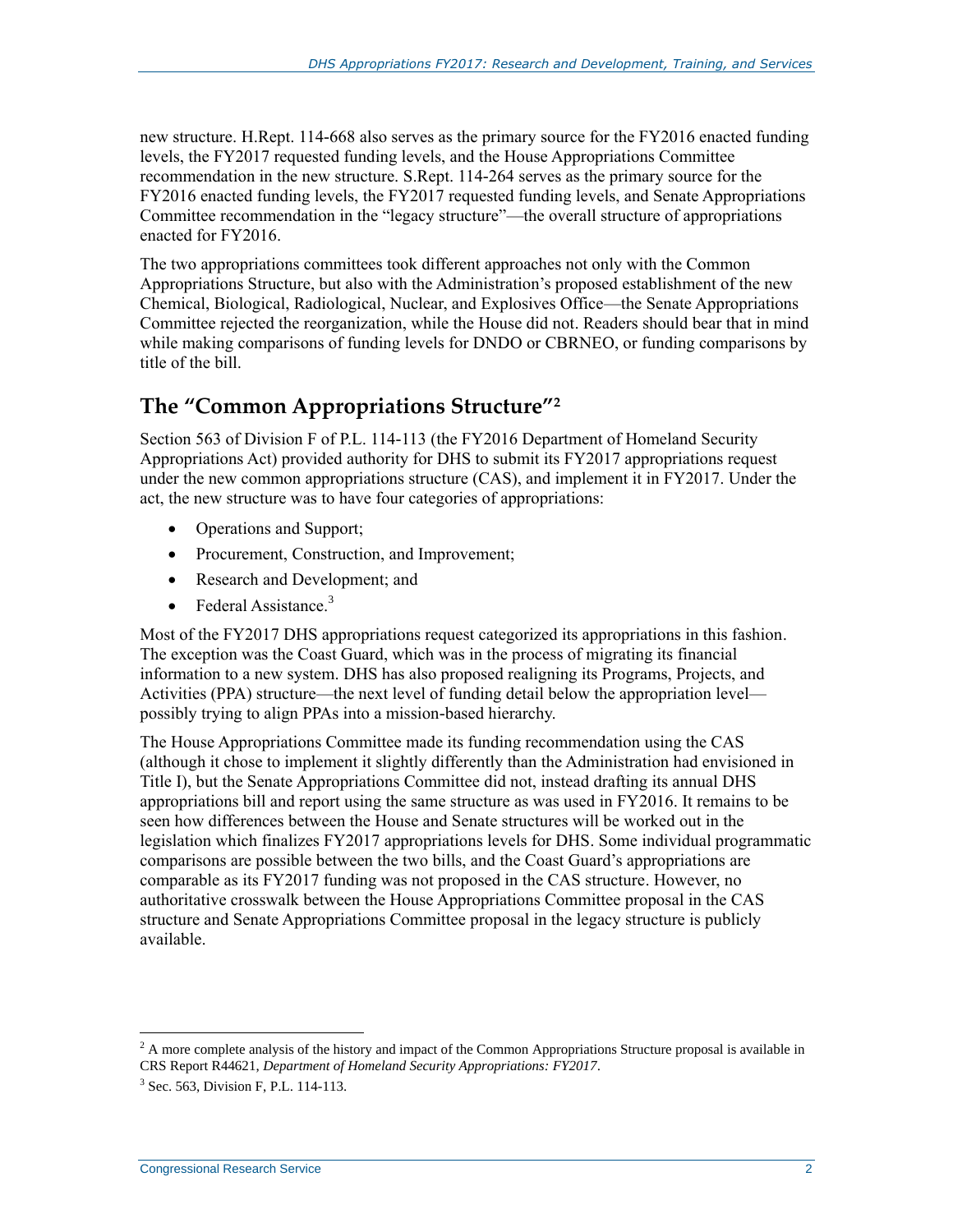new structure. H.Rept. 114-668 also serves as the primary source for the FY2016 enacted funding levels, the FY2017 requested funding levels, and the House Appropriations Committee recommendation in the new structure. S.Rept. 114-264 serves as the primary source for the FY2016 enacted funding levels, the FY2017 requested funding levels, and Senate Appropriations Committee recommendation in the "legacy structure"—the overall structure of appropriations enacted for FY2016.

The two appropriations committees took different approaches not only with the Common Appropriations Structure, but also with the Administration's proposed establishment of the new Chemical, Biological, Radiological, Nuclear, and Explosives Office—the Senate Appropriations Committee rejected the reorganization, while the House did not. Readers should bear that in mind while making comparisons of funding levels for DNDO or CBRNEO, or funding comparisons by title of the bill.

## The "Common Appropriations Structure"[2]

Section 563 of Division F of P.L. 114-113 (the FY2016 Department of Homeland Security Appropriations Act) provided authority for DHS to submit its FY2017 appropriations request under the new common appropriations structure (CAS), and implement it in FY2017. Under the act, the new structure was to have four categories of appropriations:

- Operations and Support;
- Procurement, Construction, and Improvement;
- Research and Development; and
- Federal Assistance.[3]

Most of the FY2017 DHS appropriations request categorized its appropriations in this fashion. The exception was the Coast Guard, which was in the process of migrating its financial information to a new system. DHS has also proposed realigning its Programs, Projects, and Activities (PPA) structure—the next level of funding detail below the appropriation level—possibly trying to align PPAs into a mission-based hierarchy.

The House Appropriations Committee made its funding recommendation using the CAS (although it chose to implement it slightly differently than the Administration had envisioned in Title I), but the Senate Appropriations Committee did not, instead drafting its annual DHS appropriations bill and report using the same structure as was used in FY2016. It remains to be seen how differences between the House and Senate structures will be worked out in the legislation which finalizes FY2017 appropriations levels for DHS. Some individual programmatic comparisons are possible between the two bills, and the Coast Guard's appropriations are comparable as its FY2017 funding was not proposed in the CAS structure. However, no authoritative crosswalk between the House Appropriations Committee proposal in the CAS structure and Senate Appropriations Committee proposal in the legacy structure is publicly available.

---

[2] A more complete analysis of the history and impact of the Common Appropriations Structure proposal is available in CRS Report R44621, *Department of Homeland Security Appropriations: FY2017*.

[3] Sec. 563, Division F, P.L. 114-113.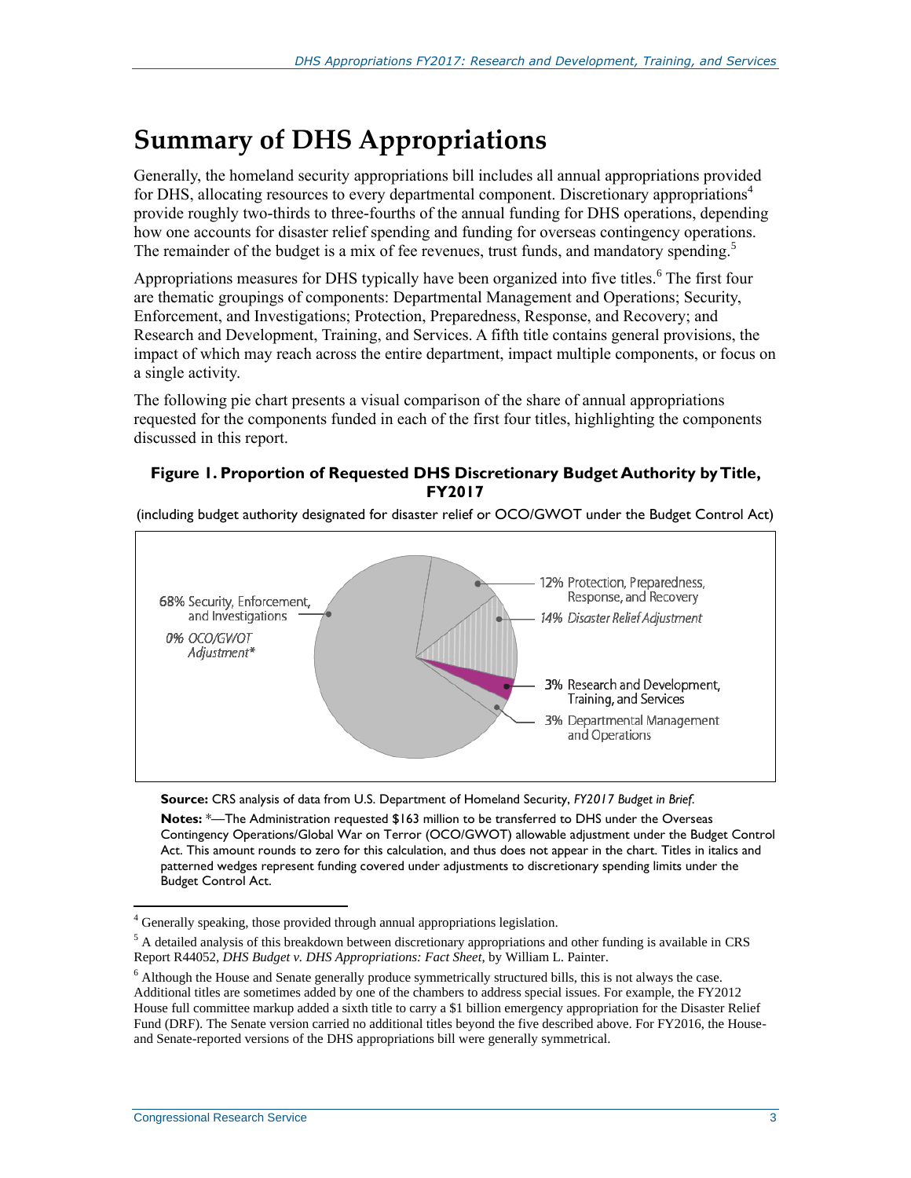# Summary of DHS Appropriations

Generally, the homeland security appropriations bill includes all annual appropriations provided for DHS, allocating resources to every departmental component. Discretionary appropriations[4] provide roughly two-thirds to three-fourths of the annual funding for DHS operations, depending how one accounts for disaster relief spending and funding for overseas contingency operations. The remainder of the budget is a mix of fee revenues, trust funds, and mandatory spending.[5]

Appropriations measures for DHS typically have been organized into five titles.[6] The first four are thematic groupings of components: Departmental Management and Operations; Security, Enforcement, and Investigations; Protection, Preparedness, Response, and Recovery; and Research and Development, Training, and Services. A fifth title contains general provisions, the impact of which may reach across the entire department, impact multiple components, or focus on a single activity.

The following pie chart presents a visual comparison of the share of annual appropriations requested for the components funded in each of the first four titles, highlighting the components discussed in this report.

**Figure 1. Proportion of Requested DHS Discretionary Budget Authority by Title, FY2017**

(including budget authority designated for disaster relief or OCO/GWOT under the Budget Control Act)

68% Security, Enforcement, and Investigations

*0% OCO/GWOT Adjustment**

12% Protection, Preparedness, Response, and Recovery

*14% Disaster Relief Adjustment*

3% Research and Development, Training, and Services

3% Departmental Management and Operations

**Source:** CRS analysis of data from U.S. Department of Homeland Security, *FY2017 Budget in Brief*.

**Notes:** *—The Administration requested $163 million to be transferred to DHS under the Overseas Contingency Operations/Global War on Terror (OCO/GWOT) allowable adjustment under the Budget Control Act. This amount rounds to zero for this calculation, and thus does not appear in the chart. Titles in italics and patterned wedges represent funding covered under adjustments to discretionary spending limits under the Budget Control Act.

---

[4] Generally speaking, those provided through annual appropriations legislation.

[5] A detailed analysis of this breakdown between discretionary appropriations and other funding is available in CRS Report R44052, *DHS Budget v. DHS Appropriations: Fact Sheet*, by William L. Painter.

[6] Although the House and Senate generally produce symmetrically structured bills, this is not always the case. Additional titles are sometimes added by one of the chambers to address special issues. For example, the FY2012 House full committee markup added a sixth title to carry a $1 billion emergency appropriation for the Disaster Relief Fund (DRF). The Senate version carried no additional titles beyond the five described above. For FY2016, the House- and Senate-reported versions of the DHS appropriations bill were generally symmetrical.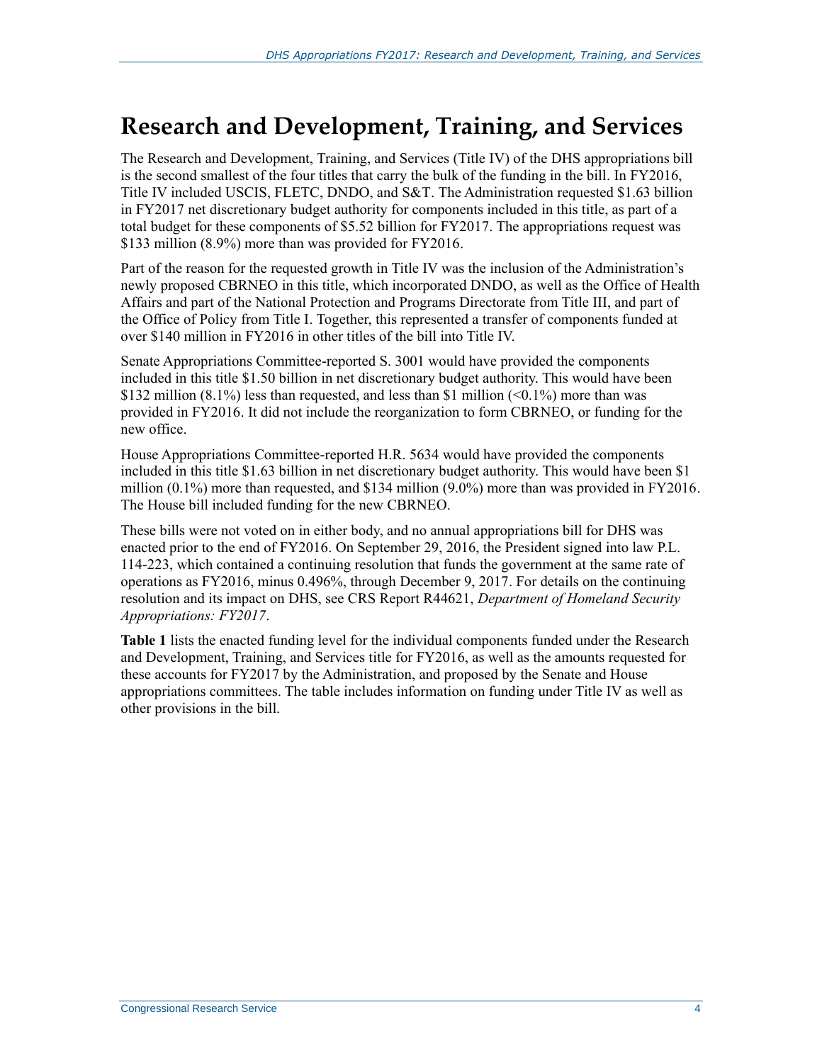# Research and Development, Training, and Services

The Research and Development, Training, and Services (Title IV) of the DHS appropriations bill is the second smallest of the four titles that carry the bulk of the funding in the bill. In FY2016, Title IV included USCIS, FLETC, DNDO, and S&T. The Administration requested $1.63 billion in FY2017 net discretionary budget authority for components included in this title, as part of a total budget for these components of $5.52 billion for FY2017. The appropriations request was $133 million (8.9%) more than was provided for FY2016.

Part of the reason for the requested growth in Title IV was the inclusion of the Administration's newly proposed CBRNEO in this title, which incorporated DNDO, as well as the Office of Health Affairs and part of the National Protection and Programs Directorate from Title III, and part of the Office of Policy from Title I. Together, this represented a transfer of components funded at over $140 million in FY2016 in other titles of the bill into Title IV.

Senate Appropriations Committee-reported S. 3001 would have provided the components included in this title $1.50 billion in net discretionary budget authority. This would have been $132 million (8.1%) less than requested, and less than $1 million (<0.1%) more than was provided in FY2016. It did not include the reorganization to form CBRNEO, or funding for the new office.

House Appropriations Committee-reported H.R. 5634 would have provided the components included in this title $1.63 billion in net discretionary budget authority. This would have been $1 million (0.1%) more than requested, and $134 million (9.0%) more than was provided in FY2016. The House bill included funding for the new CBRNEO.

These bills were not voted on in either body, and no annual appropriations bill for DHS was enacted prior to the end of FY2016. On September 29, 2016, the President signed into law P.L. 114-223, which contained a continuing resolution that funds the government at the same rate of operations as FY2016, minus 0.496%, through December 9, 2017. For details on the continuing resolution and its impact on DHS, see CRS Report R44621, *Department of Homeland Security Appropriations: FY2017*.

**Table 1** lists the enacted funding level for the individual components funded under the Research and Development, Training, and Services title for FY2016, as well as the amounts requested for these accounts for FY2017 by the Administration, and proposed by the Senate and House appropriations committees. The table includes information on funding under Title IV as well as other provisions in the bill.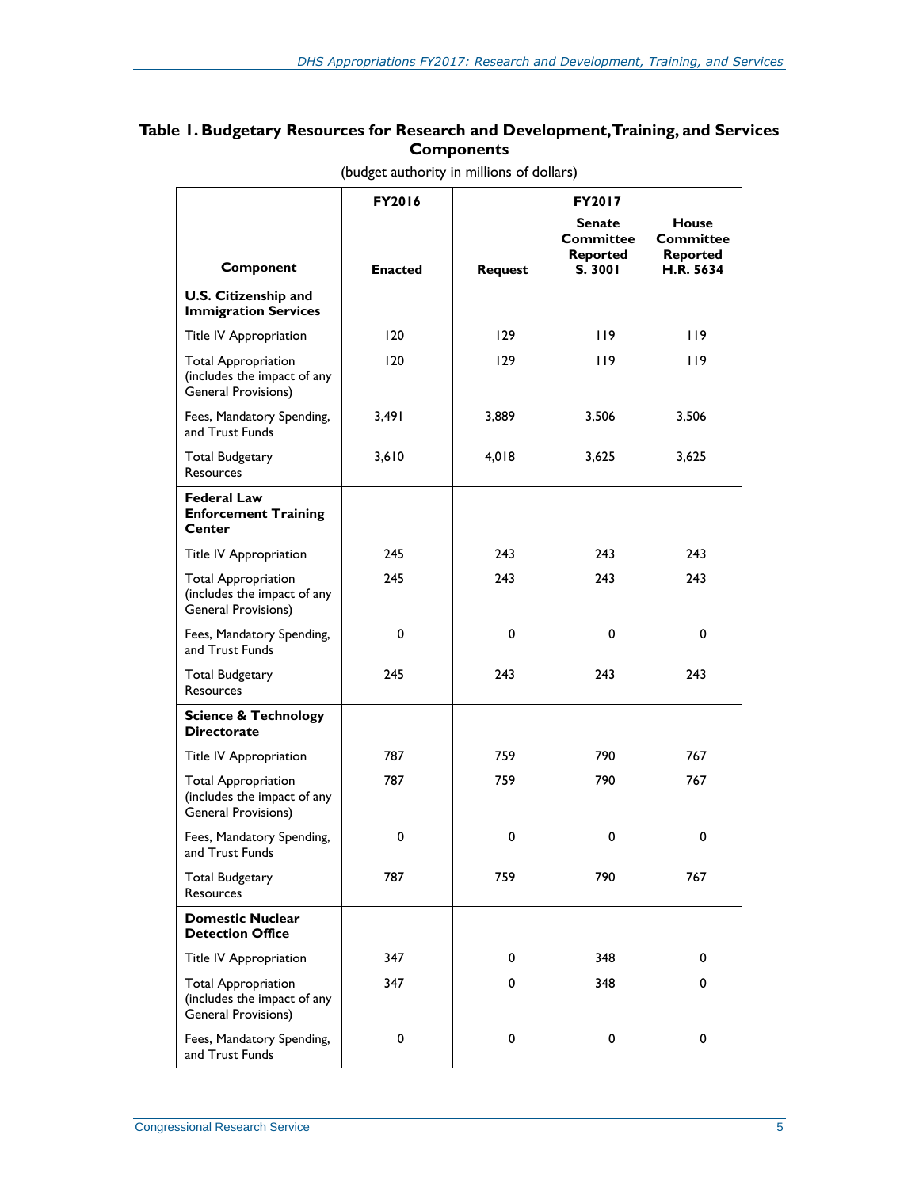**Table 1. Budgetary Resources for Research and Development, Training, and Services Components**

(budget authority in millions of dollars)

| Component | FY2016 | FY2017 | | |
|---|---|---|---|---|
| | Enacted | Request | Senate Committee Reported S. 3001 | House Committee Reported H.R. 5634 |
| **U.S. Citizenship and Immigration Services** | | | | |
| Title IV Appropriation | 120 | 129 | 119 | 119 |
| Total Appropriation (includes the impact of any General Provisions) | 120 | 129 | 119 | 119 |
| Fees, Mandatory Spending, and Trust Funds | 3,491 | 3,889 | 3,506 | 3,506 |
| Total Budgetary Resources | 3,610 | 4,018 | 3,625 | 3,625 |
| **Federal Law Enforcement Training Center** | | | | |
| Title IV Appropriation | 245 | 243 | 243 | 243 |
| Total Appropriation (includes the impact of any General Provisions) | 245 | 243 | 243 | 243 |
| Fees, Mandatory Spending, and Trust Funds | 0 | 0 | 0 | 0 |
| Total Budgetary Resources | 245 | 243 | 243 | 243 |
| **Science & Technology Directorate** | | | | |
| Title IV Appropriation | 787 | 759 | 790 | 767 |
| Total Appropriation (includes the impact of any General Provisions) | 787 | 759 | 790 | 767 |
| Fees, Mandatory Spending, and Trust Funds | 0 | 0 | 0 | 0 |
| Total Budgetary Resources | 787 | 759 | 790 | 767 |
| **Domestic Nuclear Detection Office** | | | | |
| Title IV Appropriation | 347 | 0 | 348 | 0 |
| Total Appropriation (includes the impact of any General Provisions) | 347 | 0 | 348 | 0 |
| Fees, Mandatory Spending, and Trust Funds | 0 | 0 | 0 | 0 |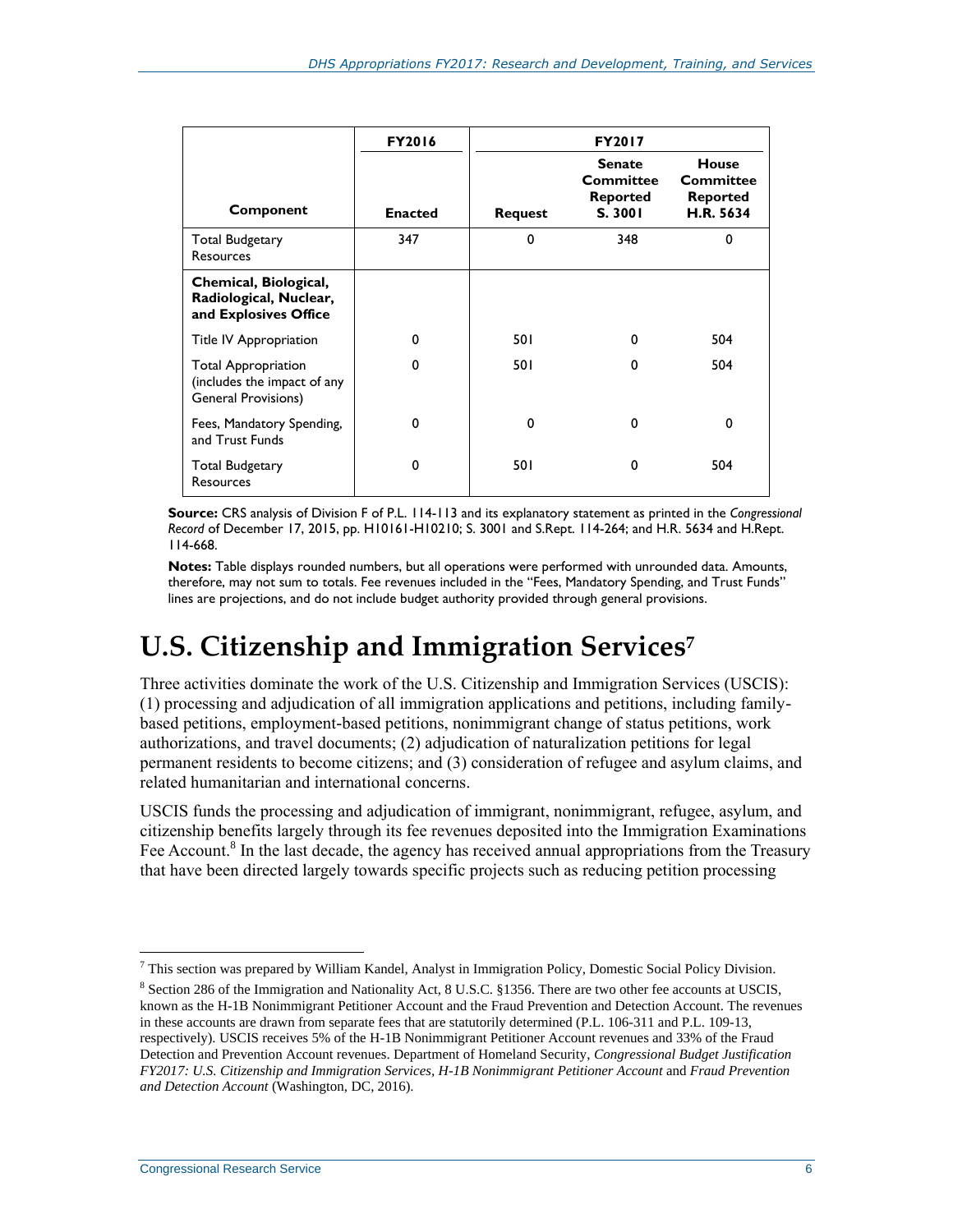| Component | FY2016 Enacted | FY2017 Request | FY2017 Senate Committee Reported S. 3001 | FY2017 House Committee Reported H.R. 5634 |
|---|---|---|---|---|
| Total Budgetary Resources | 347 | 0 | 348 | 0 |
| **Chemical, Biological, Radiological, Nuclear, and Explosives Office** | | | | |
| Title IV Appropriation | 0 | 501 | 0 | 504 |
| Total Appropriation (includes the impact of any General Provisions) | 0 | 501 | 0 | 504 |
| Fees, Mandatory Spending, and Trust Funds | 0 | 0 | 0 | 0 |
| Total Budgetary Resources | 0 | 501 | 0 | 504 |

**Source:** CRS analysis of Division F of P.L. 114-113 and its explanatory statement as printed in the *Congressional Record* of December 17, 2015, pp. H10161-H10210; S. 3001 and S.Rept. 114-264; and H.R. 5634 and H.Rept. 114-668.

**Notes:** Table displays rounded numbers, but all operations were performed with unrounded data. Amounts, therefore, may not sum to totals. Fee revenues included in the "Fees, Mandatory Spending, and Trust Funds" lines are projections, and do not include budget authority provided through general provisions.

# U.S. Citizenship and Immigration Services[7]

Three activities dominate the work of the U.S. Citizenship and Immigration Services (USCIS): (1) processing and adjudication of all immigration applications and petitions, including family-based petitions, employment-based petitions, nonimmigrant change of status petitions, work authorizations, and travel documents; (2) adjudication of naturalization petitions for legal permanent residents to become citizens; and (3) consideration of refugee and asylum claims, and related humanitarian and international concerns.

USCIS funds the processing and adjudication of immigrant, nonimmigrant, refugee, asylum, and citizenship benefits largely through its fee revenues deposited into the Immigration Examinations Fee Account.[8] In the last decade, the agency has received annual appropriations from the Treasury that have been directed largely towards specific projects such as reducing petition processing

---

[7] This section was prepared by William Kandel, Analyst in Immigration Policy, Domestic Social Policy Division.

[8] Section 286 of the Immigration and Nationality Act, 8 U.S.C. §1356. There are two other fee accounts at USCIS, known as the H-1B Nonimmigrant Petitioner Account and the Fraud Prevention and Detection Account. The revenues in these accounts are drawn from separate fees that are statutorily determined (P.L. 106-311 and P.L. 109-13, respectively). USCIS receives 5% of the H-1B Nonimmigrant Petitioner Account revenues and 33% of the Fraud Detection and Prevention Account revenues. Department of Homeland Security, *Congressional Budget Justification FY2017: U.S. Citizenship and Immigration Services, H-1B Nonimmigrant Petitioner Account* and *Fraud Prevention and Detection Account* (Washington, DC, 2016).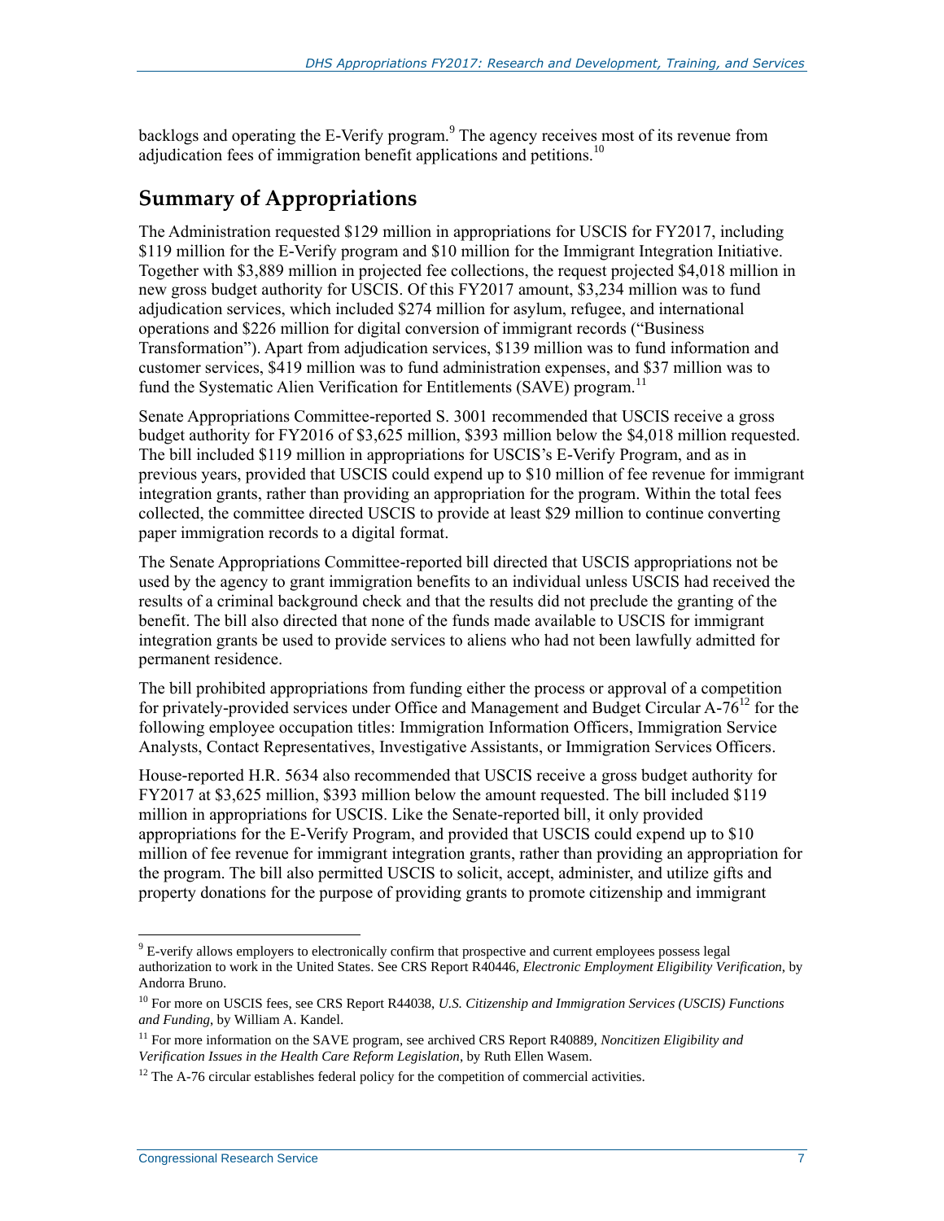backlogs and operating the E-Verify program.[9] The agency receives most of its revenue from adjudication fees of immigration benefit applications and petitions.[10]

## Summary of Appropriations

The Administration requested $129 million in appropriations for USCIS for FY2017, including $119 million for the E-Verify program and $10 million for the Immigrant Integration Initiative. Together with $3,889 million in projected fee collections, the request projected $4,018 million in new gross budget authority for USCIS. Of this FY2017 amount, $3,234 million was to fund adjudication services, which included $274 million for asylum, refugee, and international operations and $226 million for digital conversion of immigrant records ("Business Transformation"). Apart from adjudication services, $139 million was to fund information and customer services, $419 million was to fund administration expenses, and $37 million was to fund the Systematic Alien Verification for Entitlements (SAVE) program.[11]

Senate Appropriations Committee-reported S. 3001 recommended that USCIS receive a gross budget authority for FY2016 of $3,625 million, $393 million below the $4,018 million requested. The bill included $119 million in appropriations for USCIS's E-Verify Program, and as in previous years, provided that USCIS could expend up to $10 million of fee revenue for immigrant integration grants, rather than providing an appropriation for the program. Within the total fees collected, the committee directed USCIS to provide at least $29 million to continue converting paper immigration records to a digital format.

The Senate Appropriations Committee-reported bill directed that USCIS appropriations not be used by the agency to grant immigration benefits to an individual unless USCIS had received the results of a criminal background check and that the results did not preclude the granting of the benefit. The bill also directed that none of the funds made available to USCIS for immigrant integration grants be used to provide services to aliens who had not been lawfully admitted for permanent residence.

The bill prohibited appropriations from funding either the process or approval of a competition for privately-provided services under Office and Management and Budget Circular A-76[12] for the following employee occupation titles: Immigration Information Officers, Immigration Service Analysts, Contact Representatives, Investigative Assistants, or Immigration Services Officers.

House-reported H.R. 5634 also recommended that USCIS receive a gross budget authority for FY2017 at $3,625 million, $393 million below the amount requested. The bill included $119 million in appropriations for USCIS. Like the Senate-reported bill, it only provided appropriations for the E-Verify Program, and provided that USCIS could expend up to $10 million of fee revenue for immigrant integration grants, rather than providing an appropriation for the program. The bill also permitted USCIS to solicit, accept, administer, and utilize gifts and property donations for the purpose of providing grants to promote citizenship and immigrant

---

[9] E-verify allows employers to electronically confirm that prospective and current employees possess legal authorization to work in the United States. See CRS Report R40446, *Electronic Employment Eligibility Verification*, by Andorra Bruno.

[10] For more on USCIS fees, see CRS Report R44038, *U.S. Citizenship and Immigration Services (USCIS) Functions and Funding*, by William A. Kandel.

[11] For more information on the SAVE program, see archived CRS Report R40889, *Noncitizen Eligibility and Verification Issues in the Health Care Reform Legislation*, by Ruth Ellen Wasem.

[12] The A-76 circular establishes federal policy for the competition of commercial activities.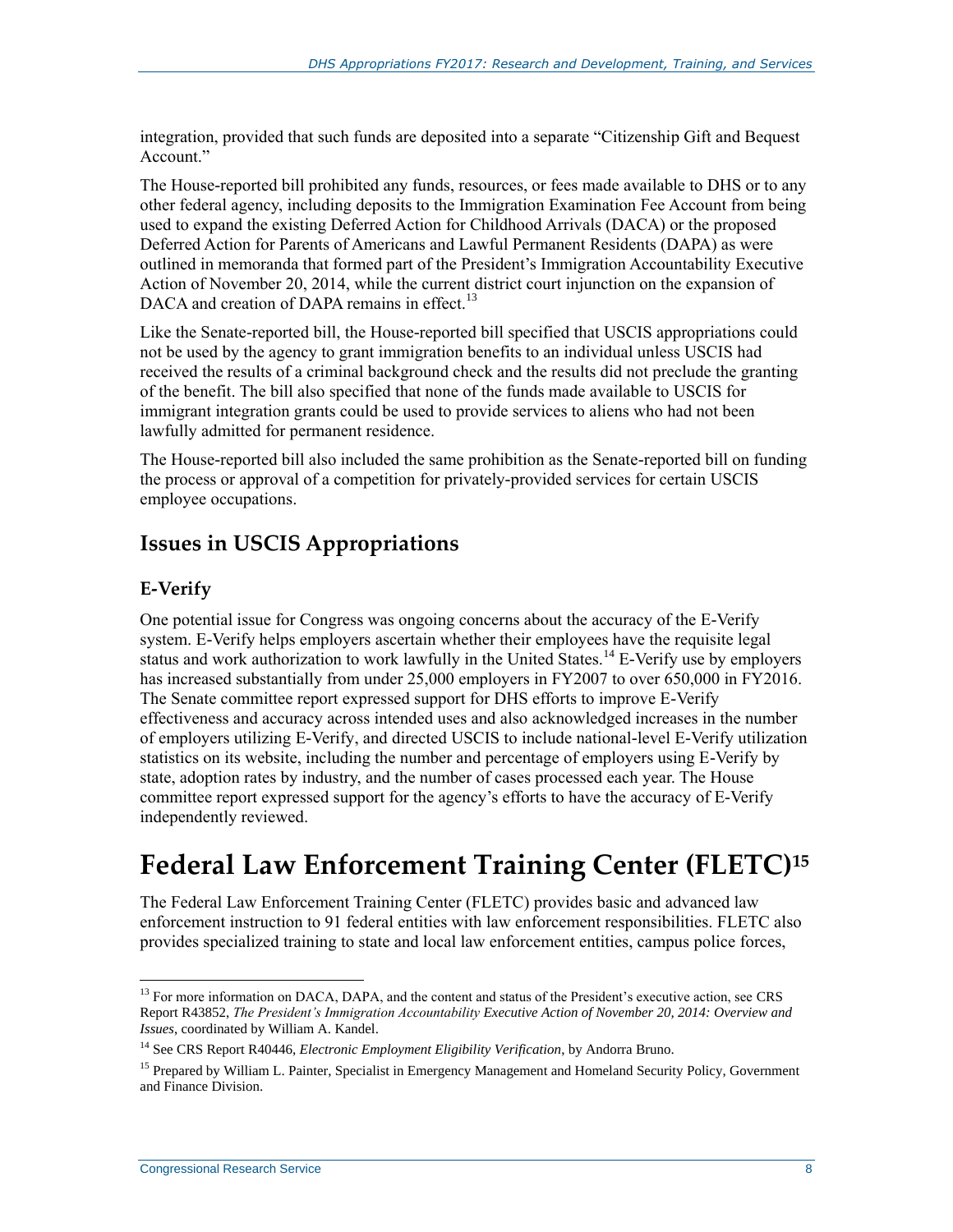integration, provided that such funds are deposited into a separate "Citizenship Gift and Bequest Account."

The House-reported bill prohibited any funds, resources, or fees made available to DHS or to any other federal agency, including deposits to the Immigration Examination Fee Account from being used to expand the existing Deferred Action for Childhood Arrivals (DACA) or the proposed Deferred Action for Parents of Americans and Lawful Permanent Residents (DAPA) as were outlined in memoranda that formed part of the President's Immigration Accountability Executive Action of November 20, 2014, while the current district court injunction on the expansion of DACA and creation of DAPA remains in effect.[13]

Like the Senate-reported bill, the House-reported bill specified that USCIS appropriations could not be used by the agency to grant immigration benefits to an individual unless USCIS had received the results of a criminal background check and the results did not preclude the granting of the benefit. The bill also specified that none of the funds made available to USCIS for immigrant integration grants could be used to provide services to aliens who had not been lawfully admitted for permanent residence.

The House-reported bill also included the same prohibition as the Senate-reported bill on funding the process or approval of a competition for privately-provided services for certain USCIS employee occupations.

## Issues in USCIS Appropriations

### E-Verify

One potential issue for Congress was ongoing concerns about the accuracy of the E-Verify system. E-Verify helps employers ascertain whether their employees have the requisite legal status and work authorization to work lawfully in the United States.[14] E-Verify use by employers has increased substantially from under 25,000 employers in FY2007 to over 650,000 in FY2016. The Senate committee report expressed support for DHS efforts to improve E-Verify effectiveness and accuracy across intended uses and also acknowledged increases in the number of employers utilizing E-Verify, and directed USCIS to include national-level E-Verify utilization statistics on its website, including the number and percentage of employers using E-Verify by state, adoption rates by industry, and the number of cases processed each year. The House committee report expressed support for the agency's efforts to have the accuracy of E-Verify independently reviewed.

# Federal Law Enforcement Training Center (FLETC)[15]

The Federal Law Enforcement Training Center (FLETC) provides basic and advanced law enforcement instruction to 91 federal entities with law enforcement responsibilities. FLETC also provides specialized training to state and local law enforcement entities, campus police forces,

---

[13] For more information on DACA, DAPA, and the content and status of the President's executive action, see CRS Report R43852, *The President's Immigration Accountability Executive Action of November 20, 2014: Overview and Issues*, coordinated by William A. Kandel.

[14] See CRS Report R40446, *Electronic Employment Eligibility Verification*, by Andorra Bruno.

[15] Prepared by William L. Painter, Specialist in Emergency Management and Homeland Security Policy, Government and Finance Division.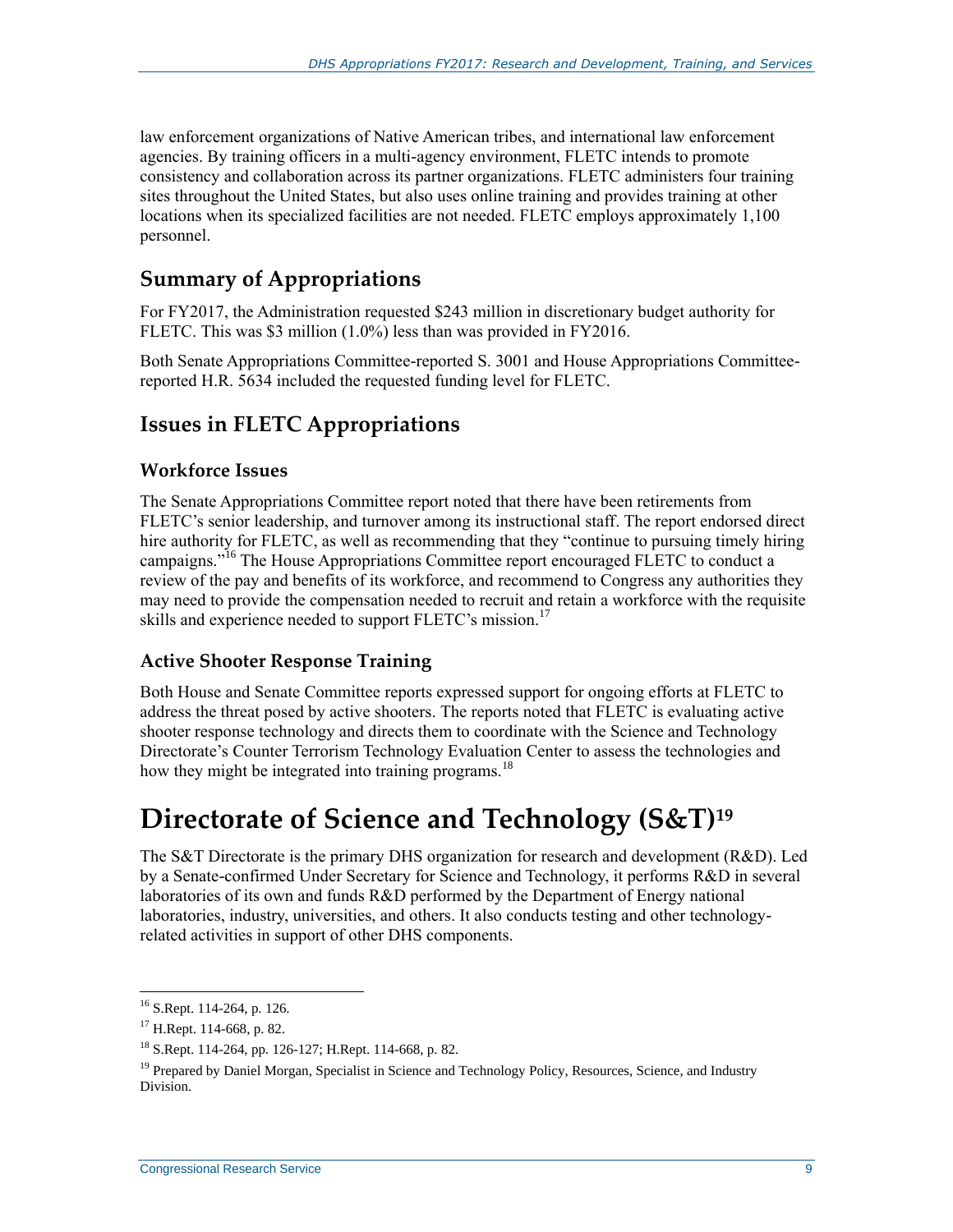law enforcement organizations of Native American tribes, and international law enforcement agencies. By training officers in a multi-agency environment, FLETC intends to promote consistency and collaboration across its partner organizations. FLETC administers four training sites throughout the United States, but also uses online training and provides training at other locations when its specialized facilities are not needed. FLETC employs approximately 1,100 personnel.

## Summary of Appropriations

For FY2017, the Administration requested $243 million in discretionary budget authority for FLETC. This was $3 million (1.0%) less than was provided in FY2016.

Both Senate Appropriations Committee-reported S. 3001 and House Appropriations Committee-reported H.R. 5634 included the requested funding level for FLETC.

## Issues in FLETC Appropriations

### Workforce Issues

The Senate Appropriations Committee report noted that there have been retirements from FLETC's senior leadership, and turnover among its instructional staff. The report endorsed direct hire authority for FLETC, as well as recommending that they "continue to pursuing timely hiring campaigns."[16] The House Appropriations Committee report encouraged FLETC to conduct a review of the pay and benefits of its workforce, and recommend to Congress any authorities they may need to provide the compensation needed to recruit and retain a workforce with the requisite skills and experience needed to support FLETC's mission.[17]

### Active Shooter Response Training

Both House and Senate Committee reports expressed support for ongoing efforts at FLETC to address the threat posed by active shooters. The reports noted that FLETC is evaluating active shooter response technology and directs them to coordinate with the Science and Technology Directorate's Counter Terrorism Technology Evaluation Center to assess the technologies and how they might be integrated into training programs.[18]

# Directorate of Science and Technology (S&T)[19]

The S&T Directorate is the primary DHS organization for research and development (R&D). Led by a Senate-confirmed Under Secretary for Science and Technology, it performs R&D in several laboratories of its own and funds R&D performed by the Department of Energy national laboratories, industry, universities, and others. It also conducts testing and other technology-related activities in support of other DHS components.

---

[16] S.Rept. 114-264, p. 126.

[17] H.Rept. 114-668, p. 82.

[18] S.Rept. 114-264, pp. 126-127; H.Rept. 114-668, p. 82.

[19] Prepared by Daniel Morgan, Specialist in Science and Technology Policy, Resources, Science, and Industry Division.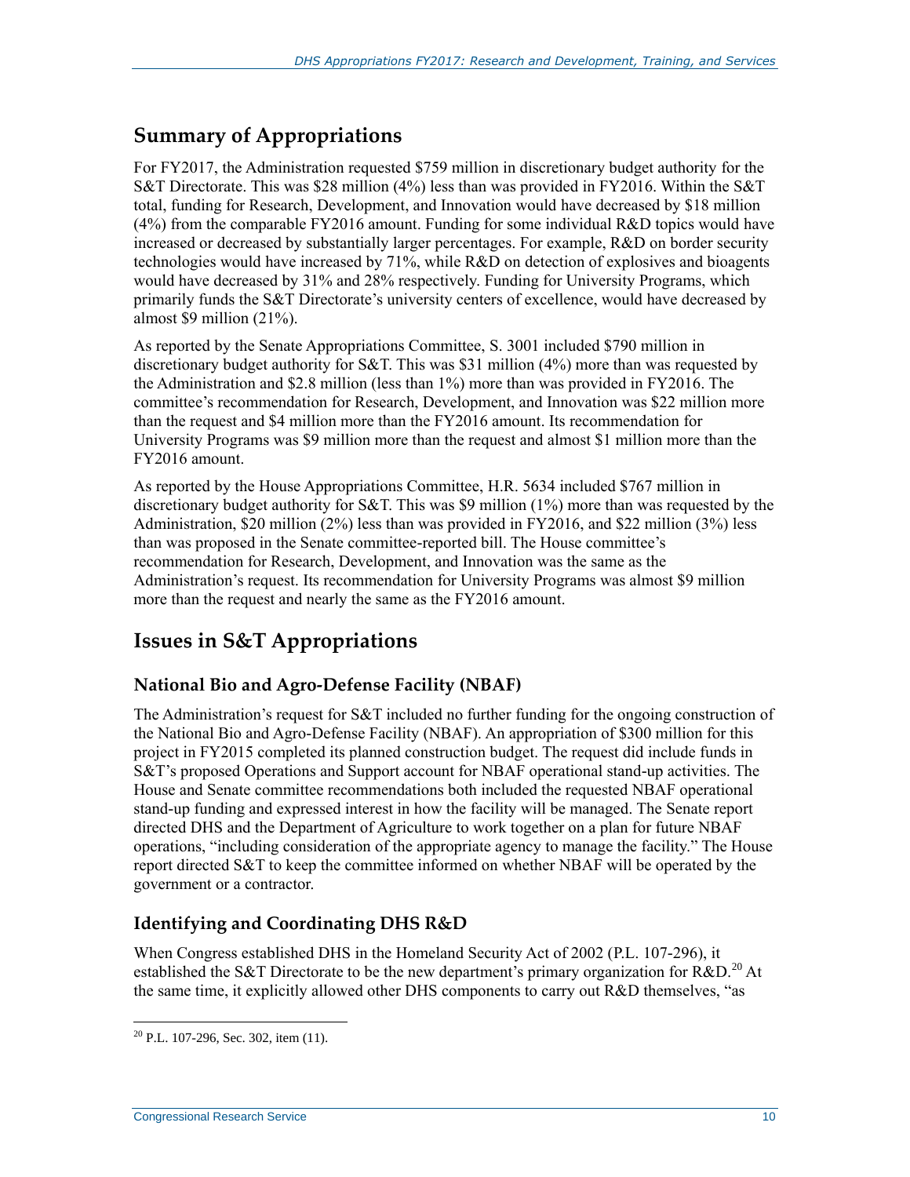## Summary of Appropriations

For FY2017, the Administration requested $759 million in discretionary budget authority for the S&T Directorate. This was $28 million (4%) less than was provided in FY2016. Within the S&T total, funding for Research, Development, and Innovation would have decreased by $18 million (4%) from the comparable FY2016 amount. Funding for some individual R&D topics would have increased or decreased by substantially larger percentages. For example, R&D on border security technologies would have increased by 71%, while R&D on detection of explosives and bioagents would have decreased by 31% and 28% respectively. Funding for University Programs, which primarily funds the S&T Directorate's university centers of excellence, would have decreased by almost $9 million (21%).

As reported by the Senate Appropriations Committee, S. 3001 included $790 million in discretionary budget authority for S&T. This was $31 million (4%) more than was requested by the Administration and $2.8 million (less than 1%) more than was provided in FY2016. The committee's recommendation for Research, Development, and Innovation was $22 million more than the request and $4 million more than the FY2016 amount. Its recommendation for University Programs was $9 million more than the request and almost $1 million more than the FY2016 amount.

As reported by the House Appropriations Committee, H.R. 5634 included $767 million in discretionary budget authority for S&T. This was $9 million (1%) more than was requested by the Administration, $20 million (2%) less than was provided in FY2016, and $22 million (3%) less than was proposed in the Senate committee-reported bill. The House committee's recommendation for Research, Development, and Innovation was the same as the Administration's request. Its recommendation for University Programs was almost $9 million more than the request and nearly the same as the FY2016 amount.

## Issues in S&T Appropriations

### National Bio and Agro-Defense Facility (NBAF)

The Administration's request for S&T included no further funding for the ongoing construction of the National Bio and Agro-Defense Facility (NBAF). An appropriation of $300 million for this project in FY2015 completed its planned construction budget. The request did include funds in S&T's proposed Operations and Support account for NBAF operational stand-up activities. The House and Senate committee recommendations both included the requested NBAF operational stand-up funding and expressed interest in how the facility will be managed. The Senate report directed DHS and the Department of Agriculture to work together on a plan for future NBAF operations, "including consideration of the appropriate agency to manage the facility." The House report directed S&T to keep the committee informed on whether NBAF will be operated by the government or a contractor.

### Identifying and Coordinating DHS R&D

When Congress established DHS in the Homeland Security Act of 2002 (P.L. 107-296), it established the S&T Directorate to be the new department's primary organization for R&D.[20] At the same time, it explicitly allowed other DHS components to carry out R&D themselves, "as

[20] P.L. 107-296, Sec. 302, item (11).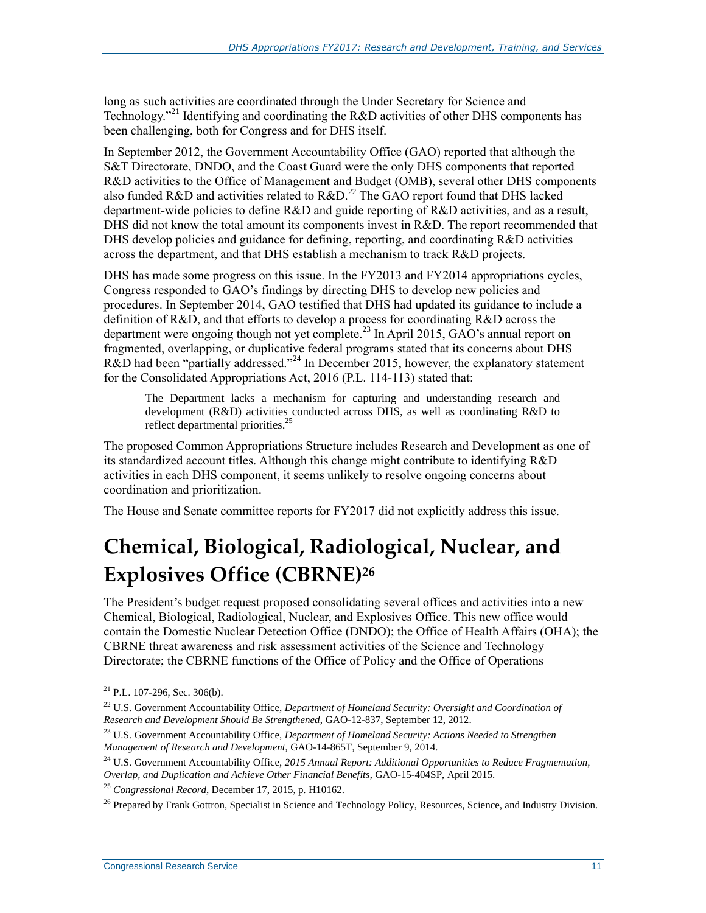long as such activities are coordinated through the Under Secretary for Science and Technology."[21] Identifying and coordinating the R&D activities of other DHS components has been challenging, both for Congress and for DHS itself.

In September 2012, the Government Accountability Office (GAO) reported that although the S&T Directorate, DNDO, and the Coast Guard were the only DHS components that reported R&D activities to the Office of Management and Budget (OMB), several other DHS components also funded R&D and activities related to R&D.[22] The GAO report found that DHS lacked department-wide policies to define R&D and guide reporting of R&D activities, and as a result, DHS did not know the total amount its components invest in R&D. The report recommended that DHS develop policies and guidance for defining, reporting, and coordinating R&D activities across the department, and that DHS establish a mechanism to track R&D projects.

DHS has made some progress on this issue. In the FY2013 and FY2014 appropriations cycles, Congress responded to GAO's findings by directing DHS to develop new policies and procedures. In September 2014, GAO testified that DHS had updated its guidance to include a definition of R&D, and that efforts to develop a process for coordinating R&D across the department were ongoing though not yet complete.[23] In April 2015, GAO's annual report on fragmented, overlapping, or duplicative federal programs stated that its concerns about DHS R&D had been "partially addressed."[24] In December 2015, however, the explanatory statement for the Consolidated Appropriations Act, 2016 (P.L. 114-113) stated that:

> The Department lacks a mechanism for capturing and understanding research and development (R&D) activities conducted across DHS, as well as coordinating R&D to reflect departmental priorities.[25]

The proposed Common Appropriations Structure includes Research and Development as one of its standardized account titles. Although this change might contribute to identifying R&D activities in each DHS component, it seems unlikely to resolve ongoing concerns about coordination and prioritization.

The House and Senate committee reports for FY2017 did not explicitly address this issue.

# Chemical, Biological, Radiological, Nuclear, and Explosives Office (CBRNE)[26]

The President's budget request proposed consolidating several offices and activities into a new Chemical, Biological, Radiological, Nuclear, and Explosives Office. This new office would contain the Domestic Nuclear Detection Office (DNDO); the Office of Health Affairs (OHA); the CBRNE threat awareness and risk assessment activities of the Science and Technology Directorate; the CBRNE functions of the Office of Policy and the Office of Operations

---

[21] P.L. 107-296, Sec. 306(b).

[22] U.S. Government Accountability Office, *Department of Homeland Security: Oversight and Coordination of Research and Development Should Be Strengthened*, GAO-12-837, September 12, 2012.

[23] U.S. Government Accountability Office, *Department of Homeland Security: Actions Needed to Strengthen Management of Research and Development*, GAO-14-865T, September 9, 2014.

[24] U.S. Government Accountability Office, *2015 Annual Report: Additional Opportunities to Reduce Fragmentation, Overlap, and Duplication and Achieve Other Financial Benefits*, GAO-15-404SP, April 2015.

[25] *Congressional Record*, December 17, 2015, p. H10162.

[26] Prepared by Frank Gottron, Specialist in Science and Technology Policy, Resources, Science, and Industry Division.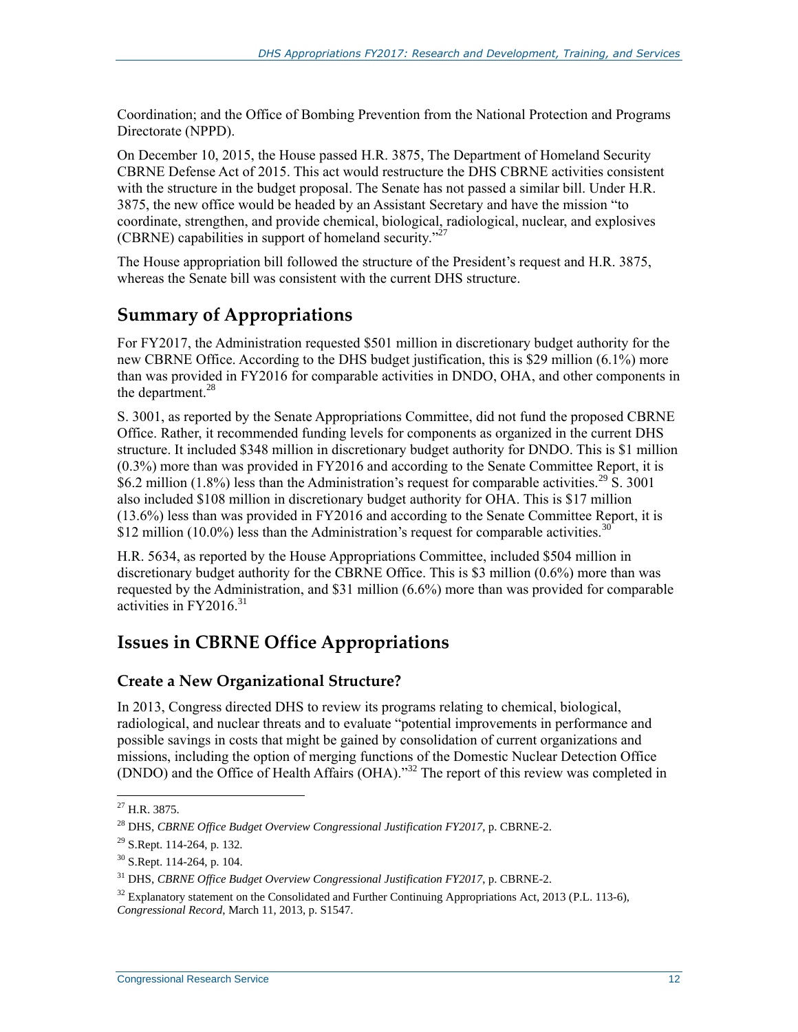Coordination; and the Office of Bombing Prevention from the National Protection and Programs Directorate (NPPD).

On December 10, 2015, the House passed H.R. 3875, The Department of Homeland Security CBRNE Defense Act of 2015. This act would restructure the DHS CBRNE activities consistent with the structure in the budget proposal. The Senate has not passed a similar bill. Under H.R. 3875, the new office would be headed by an Assistant Secretary and have the mission "to coordinate, strengthen, and provide chemical, biological, radiological, nuclear, and explosives (CBRNE) capabilities in support of homeland security."[27]

The House appropriation bill followed the structure of the President's request and H.R. 3875, whereas the Senate bill was consistent with the current DHS structure.

## Summary of Appropriations

For FY2017, the Administration requested $501 million in discretionary budget authority for the new CBRNE Office. According to the DHS budget justification, this is $29 million (6.1%) more than was provided in FY2016 for comparable activities in DNDO, OHA, and other components in the department.[28]

S. 3001, as reported by the Senate Appropriations Committee, did not fund the proposed CBRNE Office. Rather, it recommended funding levels for components as organized in the current DHS structure. It included $348 million in discretionary budget authority for DNDO. This is $1 million (0.3%) more than was provided in FY2016 and according to the Senate Committee Report, it is $6.2 million (1.8%) less than the Administration's request for comparable activities.[29] S. 3001 also included $108 million in discretionary budget authority for OHA. This is $17 million (13.6%) less than was provided in FY2016 and according to the Senate Committee Report, it is $12 million (10.0%) less than the Administration's request for comparable activities.[30]

H.R. 5634, as reported by the House Appropriations Committee, included $504 million in discretionary budget authority for the CBRNE Office. This is $3 million (0.6%) more than was requested by the Administration, and $31 million (6.6%) more than was provided for comparable activities in FY2016.[31]

## Issues in CBRNE Office Appropriations

### Create a New Organizational Structure?

In 2013, Congress directed DHS to review its programs relating to chemical, biological, radiological, and nuclear threats and to evaluate "potential improvements in performance and possible savings in costs that might be gained by consolidation of current organizations and missions, including the option of merging functions of the Domestic Nuclear Detection Office (DNDO) and the Office of Health Affairs (OHA)."[32] The report of this review was completed in

---

[27] H.R. 3875.

[28] DHS, *CBRNE Office Budget Overview Congressional Justification FY2017*, p. CBRNE-2.

[29] S.Rept. 114-264, p. 132.

[30] S.Rept. 114-264, p. 104.

[31] DHS, *CBRNE Office Budget Overview Congressional Justification FY2017*, p. CBRNE-2.

[32] Explanatory statement on the Consolidated and Further Continuing Appropriations Act, 2013 (P.L. 113-6), *Congressional Record*, March 11, 2013, p. S1547.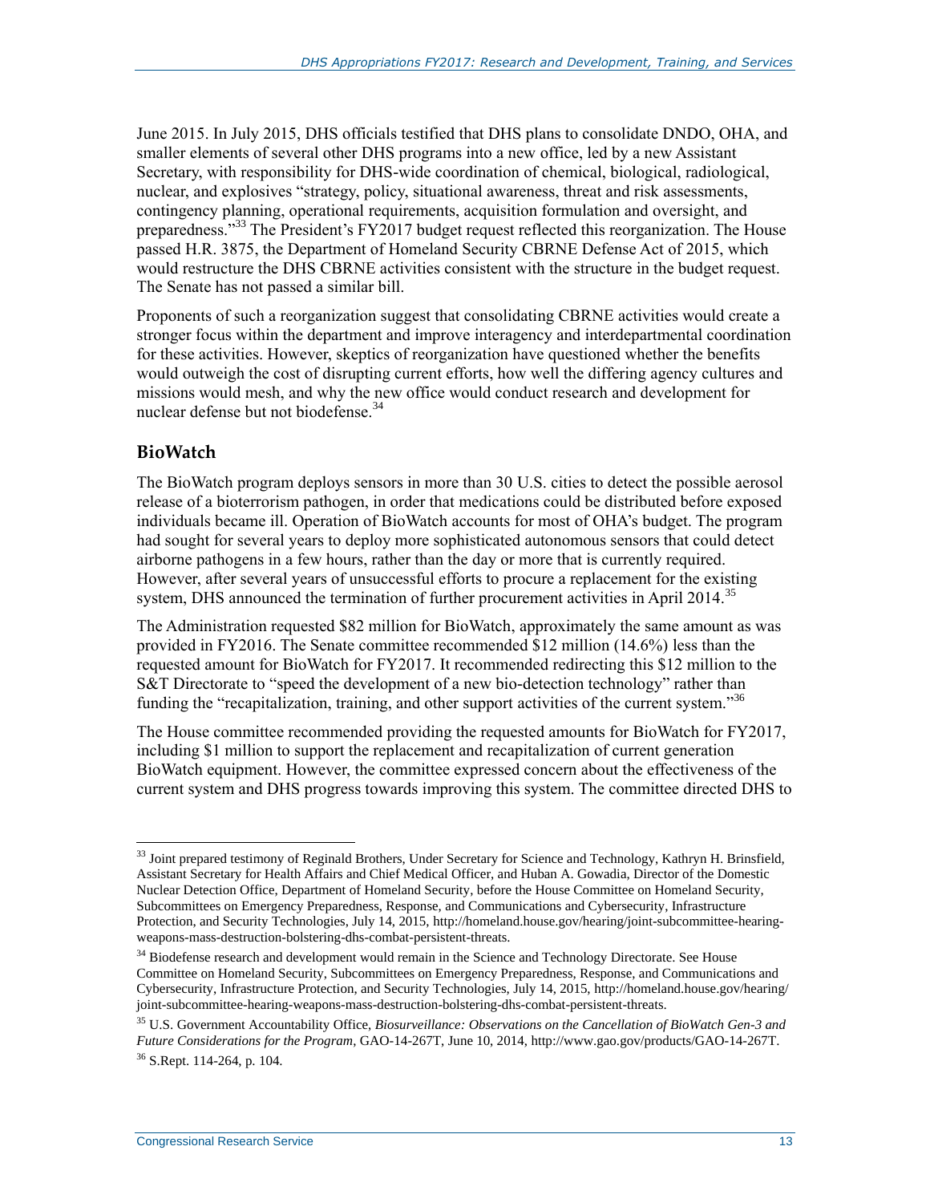June 2015. In July 2015, DHS officials testified that DHS plans to consolidate DNDO, OHA, and smaller elements of several other DHS programs into a new office, led by a new Assistant Secretary, with responsibility for DHS-wide coordination of chemical, biological, radiological, nuclear, and explosives "strategy, policy, situational awareness, threat and risk assessments, contingency planning, operational requirements, acquisition formulation and oversight, and preparedness."[33] The President's FY2017 budget request reflected this reorganization. The House passed H.R. 3875, the Department of Homeland Security CBRNE Defense Act of 2015, which would restructure the DHS CBRNE activities consistent with the structure in the budget request. The Senate has not passed a similar bill.

Proponents of such a reorganization suggest that consolidating CBRNE activities would create a stronger focus within the department and improve interagency and interdepartmental coordination for these activities. However, skeptics of reorganization have questioned whether the benefits would outweigh the cost of disrupting current efforts, how well the differing agency cultures and missions would mesh, and why the new office would conduct research and development for nuclear defense but not biodefense.[34]

### BioWatch

The BioWatch program deploys sensors in more than 30 U.S. cities to detect the possible aerosol release of a bioterrorism pathogen, in order that medications could be distributed before exposed individuals became ill. Operation of BioWatch accounts for most of OHA's budget. The program had sought for several years to deploy more sophisticated autonomous sensors that could detect airborne pathogens in a few hours, rather than the day or more that is currently required. However, after several years of unsuccessful efforts to procure a replacement for the existing system, DHS announced the termination of further procurement activities in April 2014.[35]

The Administration requested $82 million for BioWatch, approximately the same amount as was provided in FY2016. The Senate committee recommended $12 million (14.6%) less than the requested amount for BioWatch for FY2017. It recommended redirecting this $12 million to the S&T Directorate to "speed the development of a new bio-detection technology" rather than funding the "recapitalization, training, and other support activities of the current system."[36]

The House committee recommended providing the requested amounts for BioWatch for FY2017, including $1 million to support the replacement and recapitalization of current generation BioWatch equipment. However, the committee expressed concern about the effectiveness of the current system and DHS progress towards improving this system. The committee directed DHS to

---

[33] Joint prepared testimony of Reginald Brothers, Under Secretary for Science and Technology, Kathryn H. Brinsfield, Assistant Secretary for Health Affairs and Chief Medical Officer, and Huban A. Gowadia, Director of the Domestic Nuclear Detection Office, Department of Homeland Security, before the House Committee on Homeland Security, Subcommittees on Emergency Preparedness, Response, and Communications and Cybersecurity, Infrastructure Protection, and Security Technologies, July 14, 2015, http://homeland.house.gov/hearing/joint-subcommittee-hearing-weapons-mass-destruction-bolstering-dhs-combat-persistent-threats.

[34] Biodefense research and development would remain in the Science and Technology Directorate. See House Committee on Homeland Security, Subcommittees on Emergency Preparedness, Response, and Communications and Cybersecurity, Infrastructure Protection, and Security Technologies, July 14, 2015, http://homeland.house.gov/hearing/joint-subcommittee-hearing-weapons-mass-destruction-bolstering-dhs-combat-persistent-threats.

[35] U.S. Government Accountability Office, *Biosurveillance: Observations on the Cancellation of BioWatch Gen-3 and Future Considerations for the Program*, GAO-14-267T, June 10, 2014, http://www.gao.gov/products/GAO-14-267T.

[36] S.Rept. 114-264, p. 104.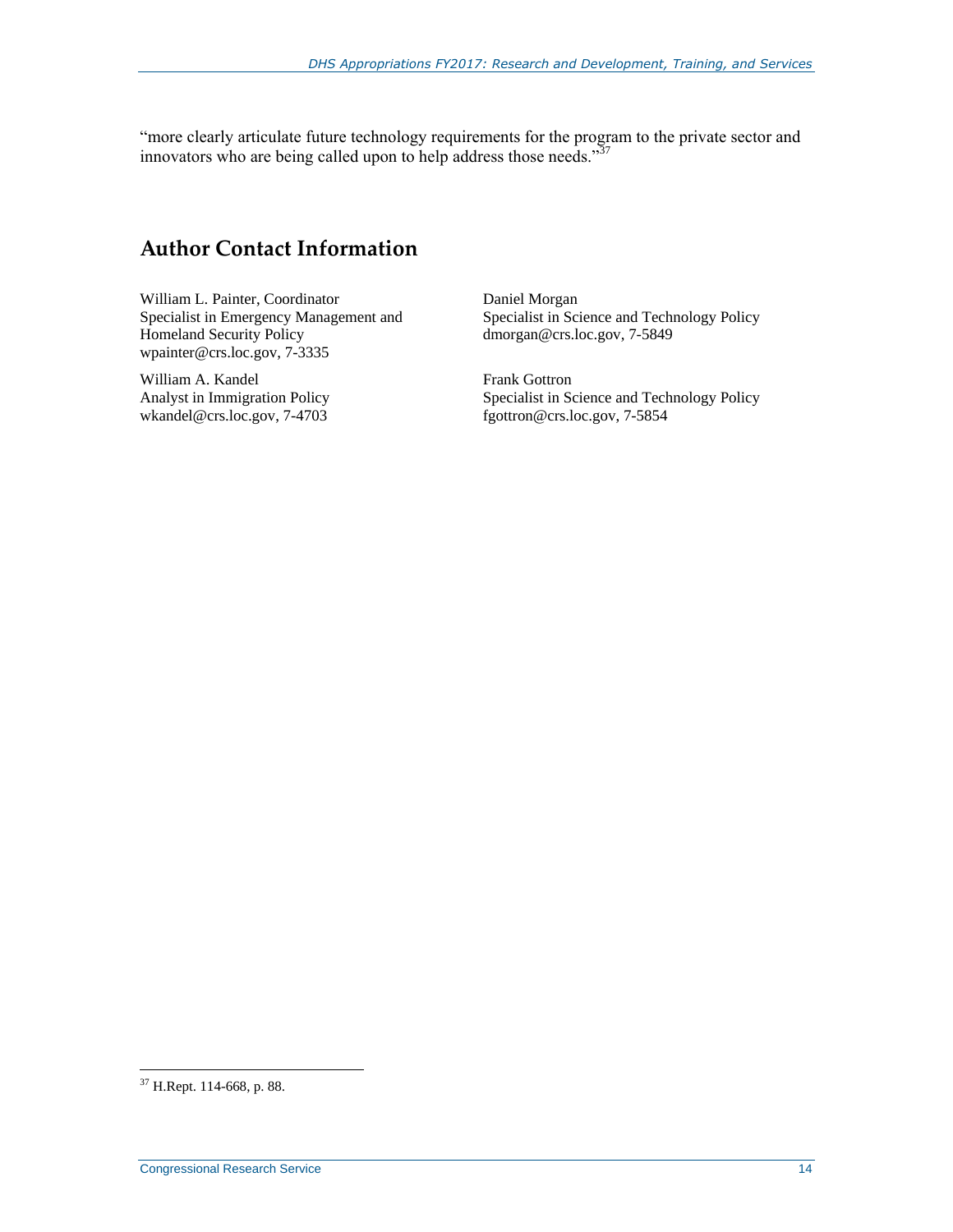"more clearly articulate future technology requirements for the program to the private sector and innovators who are being called upon to help address those needs."[37]

## Author Contact Information

William L. Painter, Coordinator
Specialist in Emergency Management and Homeland Security Policy
wpainter@crs.loc.gov, 7-3335

William A. Kandel
Analyst in Immigration Policy
wkandel@crs.loc.gov, 7-4703

Daniel Morgan
Specialist in Science and Technology Policy
dmorgan@crs.loc.gov, 7-5849

Frank Gottron
Specialist in Science and Technology Policy
fgottron@crs.loc.gov, 7-5854

---

[37] H.Rept. 114-668, p. 88.